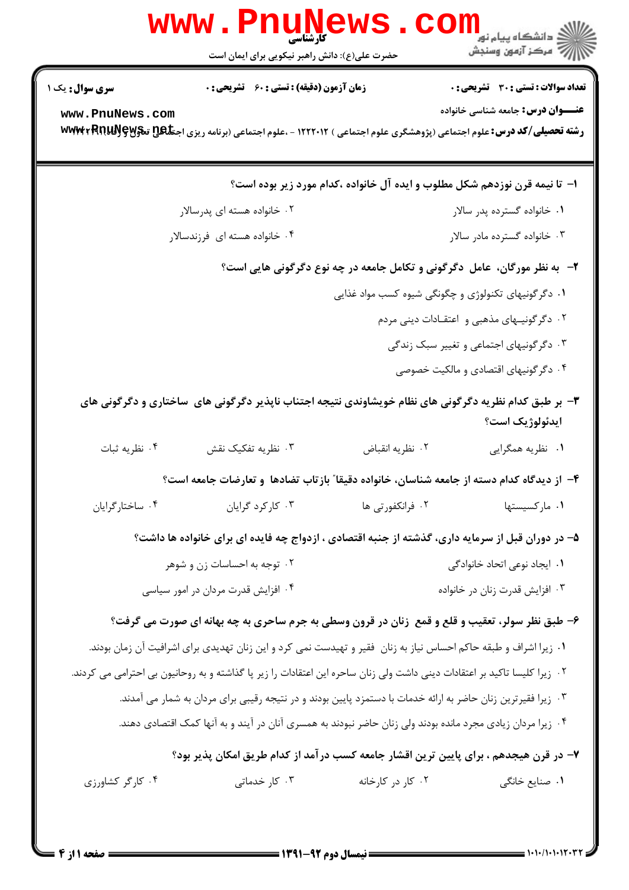کارشناسی

حضرت علی(ع): دانش راهبر نیکویی برای ایمان است

دانشگاه پیام نور
مرکز آزمون وسنجش

**سری سوال:** یک ۱

**زمان آزمون (دقیقه) : تستی : ۶۰ تشریحی : ۰**

**تعداد سوالات : تستی : ۳۰ تشریحی : ۰**

**عنـــوان درس:** جامعه شناسی خانواده

**رشته تحصیلی/کد درس:** علوم اجتماعی (پژوهشگری علوم اجتماعی ) ۱۲۲۲۰۱۲ - ،علوم اجتماعی (برنامه ریزی اجتماعی تعاون و رفاه)

**۱- تا نیمه قرن نوزدهم شکل مطلوب و ایده آل خانواده ،کدام مورد زیر بوده است؟**

۱. خانواده گسترده پدر سالار

۲. خانواده هسته ای پدرسالار

۳. خانواده گسترده مادر سالار

۴. خانواده هسته ای فرزندسالار

**۲- به نظر مورگان، عامل دگرگونی و تکامل جامعه در چه نوع دگرگونی هایی است؟**

۱. دگرگونیهای تکنولوژی و چگونگی شیوه کسب مواد غذایی

۲. دگرگونیهای مذهبی و اعتقادات دینی مردم

۳. دگرگونیهای اجتماعی و تغییر سبک زندگی

۴. دگرگونیهای اقتصادی و مالکیت خصوصی

**۳- بر طبق کدام نظریه دگرگونی های نظام خویشاوندی نتیجه اجتناب ناپذیر دگرگونی های ساختاری و دگرگونی های ایدئولوژیک است؟**

۱. نظریه همگرایی

۲. نظریه انقباض

۳. نظریه تفکیک نقش

۴. نظریه ثبات

**۴- از دیدگاه کدام دسته از جامعه شناسان، خانواده دقیقا" بازتاب تضادها و تعارضات جامعه است؟**

۱. مارکسیستها

۲. فرانکفورتی ها

۳. کارکرد گرایان

۴. ساختارگرایان

**۵- در دوران قبل از سرمایه داری، گذشته از جنبه اقتصادی ، ازدواج چه فایده ای برای خانواده ها داشت؟**

۱. ایجاد نوعی اتحاد خانوادگی

۲. توجه به احساسات زن و شوهر

۳. افزایش قدرت زنان در خانواده

۴. افزایش قدرت مردان در امور سیاسی

**۶- طبق نظر سولر، تعقیب و قلع و قمع زنان در قرون وسطی به جرم ساحری به چه بهانه ای صورت می گرفت؟**

۱. زیرا اشراف و طبقه حاکم احساس نیاز به زنان فقیر و تهیدست نمی کرد و این زنان تهدیدی برای اشرافیت آن زمان بودند.

۲. زیرا کلیسا تاکید بر اعتقادات دینی داشت ولی زنان ساحره این اعتقادات را زیر پا گذاشته و به روحانیون بی احترامی می کردند.

۳. زیرا فقیرترین زنان حاضر به ارائه خدمات با دستمزد پایین بودند و در نتیجه رقیبی برای مردان به شمار می آمدند.

۴. زیرا مردان زیادی مجرد مانده بودند ولی زنان حاضر نبودند به همسری آنان در آیند و به آنها کمک اقتصادی دهند.

**۷- در قرن هیجدهم ، برای پایین ترین اقشار جامعه کسب درآمد از کدام طریق امکان پذیر بود؟**

۱. صنایع خانگی

۲. کار در کارخانه

۳. کار خدماتی

۴. کارگر کشاورزی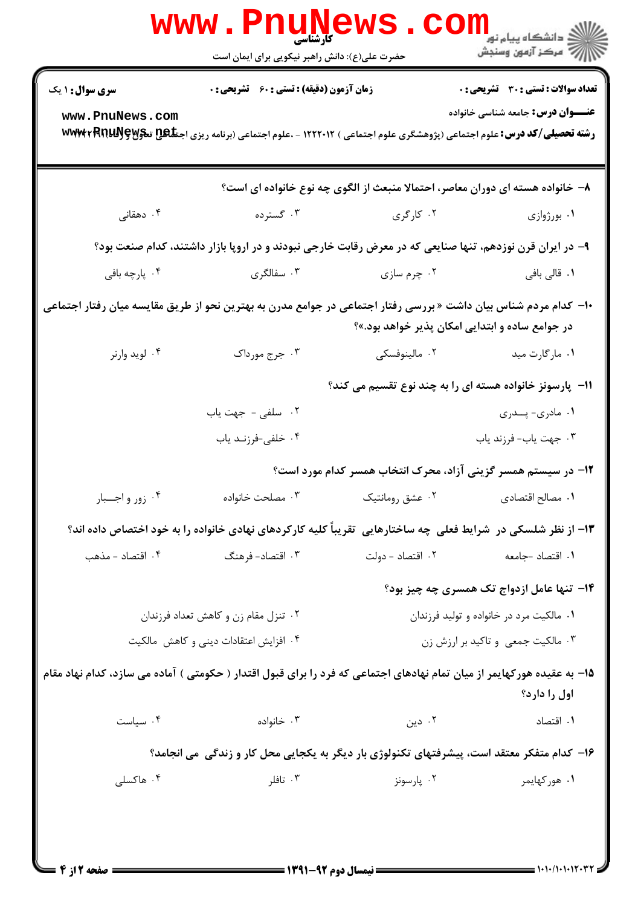**سری سوال:** ۱ یک

**زمان آزمون (دقیقه) : تستی :** ۶۰ **تشریحی :** ۰

**تعداد سوالات : تستی :** ۳۰ **تشریحی :** ۰

**عنـــوان درس:** جامعه شناسی خانواده

**رشته تحصیلی/کد درس:** علوم اجتماعی (پژوهشگری علوم اجتماعی ) ۱۲۲۲۰۱۲ - ،علوم اجتماعی (برنامه ریزی اجتماعی تعاون و رفاه) ۱۲۲۲۰۴۳

۸- خانواده هسته ای دوران معاصر، احتمالا منبعث از الگوی چه نوع خانواده ای است؟

۱. بورژوازی
۲. کارگری
۳. گسترده
۴. دهقانی

۹- در ایران قرن نوزدهم، تنها صنایعی که در معرض رقابت خارجی نبودند و در اروپا بازار داشتند، کدام صنعت بود؟

۱. قالی بافی
۲. چرم سازی
۳. سفالگری
۴. پارچه بافی

۱۰- کدام مردم شناس بیان داشت « بررسی رفتار اجتماعی در جوامع مدرن به بهترین نحو از طریق مقایسه میان رفتار اجتماعی در جوامع ساده و ابتدایی امکان پذیر خواهد بود.»؟

۱. مارگارت مید
۲. مالینوفسکی
۳. جرج مورداک
۴. لوید وارنر

۱۱- پارسونز خانواده هسته ای را به چند نوع تقسیم می کند؟

۱. مادری- پــدری
۲. سلفی - جهت یاب
۳. جهت یاب- فرزند یاب
۴. خلفی-فرزنـد یاب

۱۲- در سیستم همسر گزینی آزاد، محرک انتخاب همسر کدام مورد است؟

۱. مصالح اقتصادی
۲. عشق رومانتیک
۳. مصلحت خانواده
۴. زور و اجــبار

۱۳- از نظر شلسکی در شرایط فعلی چه ساختارهایی تقریباً کلیه کارکردهای نهادی خانواده را به خود اختصاص داده اند؟

۱. اقتصاد -جامعه
۲. اقتصاد - دولت
۳. اقتصاد- فرهنگ
۴. اقتصاد - مذهب

۱۴- تنها عامل ازدواج تک همسری چه چیز بود؟

۱. مالکیت مرد در خانواده و تولید فرزندان
۲. تنزل مقام زن و کاهش تعداد فرزندان
۳. مالکیت جمعی و تاکید بر ارزش زن
۴. افزایش اعتقادات دینی و کاهش مالکیت

۱۵- به عقیده هورکهایمر از میان تمام نهادهای اجتماعی که فرد را برای قبول اقتدار ( حکومتی ) آماده می سازد، کدام نهاد مقام اول را دارد؟

۱. اقتصاد
۲. دین
۳. خانواده
۴. سیاست

۱۶- کدام متفکر معتقد است، پیشرفتهای تکنولوژی بار دیگر به یکجایی محل کار و زندگی می انجامد؟

۱. هورکهایمر
۲. پارسونز
۳. تافلر
۴. هاکسلی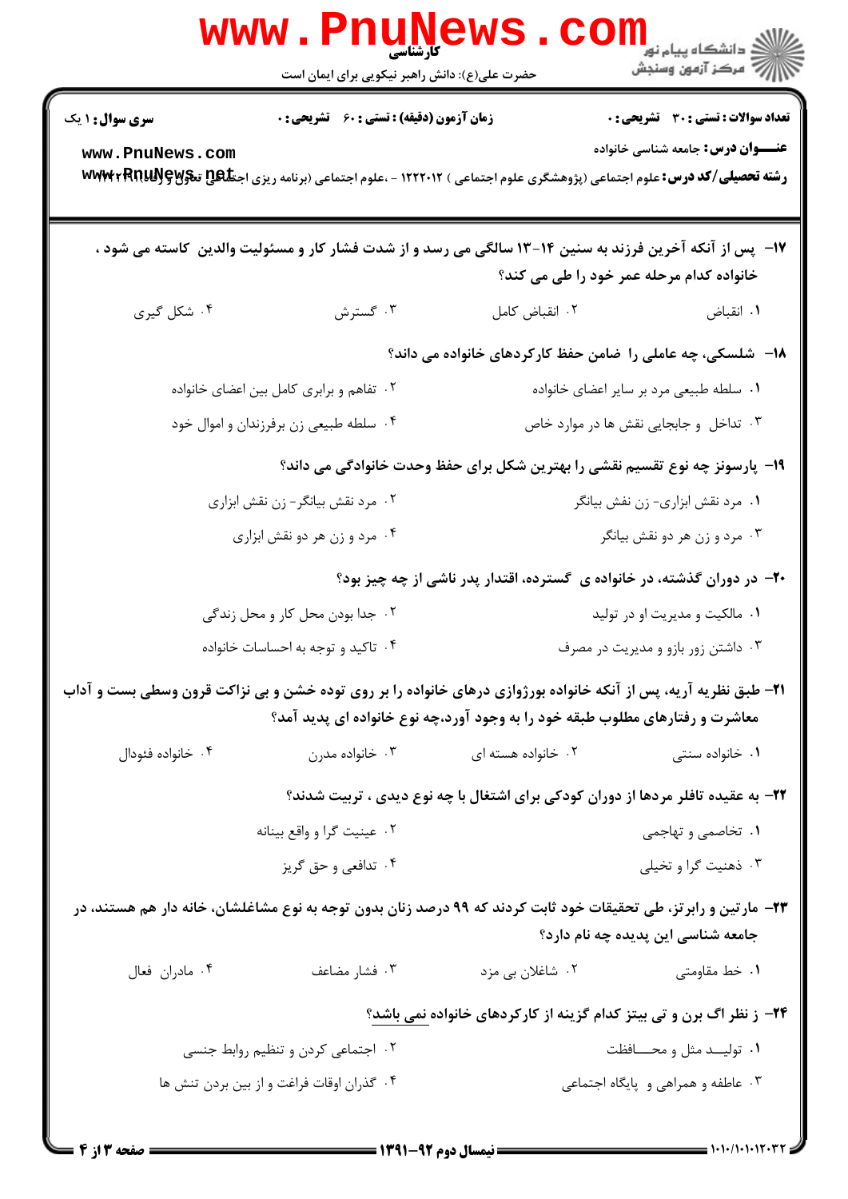**سری سوال:** ۱ یک

**زمان آزمون (دقیقه) : تستی : ۶۰ تشریحی : ۰**

**تعداد سوالات : تستی : ۳۰ تشریحی : ۰**

**عنـــوان درس:** جامعه شناسی خانواده

**رشته تحصیلی/کد درس:** علوم اجتماعی (پژوهشگری علوم اجتماعی ) ۱۲۲۲۰۱۲ - ،علوم اجتماعی (برنامه ریزی اجتماعی تعاون و رفاه) ۱۲۲۲۰۳۴

۱۷- پس از آنکه آخرین فرزند به سنین ۱۴-۱۳ سالگی می رسد و از شدت فشار کار و مسئولیت والدین کاسته می شود ، خانواده کدام مرحله عمر خود را طی می کند؟

۱. انقباض
۲. انقباض کامل
۳. گسترش
۴. شکل گیری

۱۸- شلسکی، چه عاملی را ضامن حفظ کارکردهای خانواده می داند؟

۱. سلطه طبیعی مرد بر سایر اعضای خانواده
۲. تفاهم و برابری کامل بین اعضای خانواده
۳. تداخل و جابجایی نقش ها در موارد خاص
۴. سلطه طبیعی زن برفرزندان و اموال خود

۱۹- پارسونز چه نوع تقسیم نقشی را بهترین شکل برای حفظ وحدت خانوادگی می داند؟

۱. مرد نقش ابزاری- زن نقش بیانگر
۲. مرد نقش بیانگر- زن نقش ابزاری
۳. مرد و زن هر دو نقش بیانگر
۴. مرد و زن هر دو نقش ابزاری

۲۰- در دوران گذشته، در خانواده ی گسترده، اقتدار پدر ناشی از چه چیز بود؟

۱. مالکیت و مدیریت او در تولید
۲. جدا بودن محل کار و محل زندگی
۳. داشتن زور بازو و مدیریت در مصرف
۴. تاکید و توجه به احساسات خانواده

۲۱- طبق نظریه آریه، پس از آنکه خانواده بورژوازی درهای خانواده را بر روی توده خشن و بی نزاکت قرون وسطی بست و آداب معاشرت و رفتارهای مطلوب طبقه خود را به وجود آورد،چه نوع خانواده ای پدید آمد؟

۱. خانواده سنتی
۲. خانواده هسته ای
۳. خانواده مدرن
۴. خانواده فئودال

۲۲- به عقیده تافلر مردها از دوران کودکی برای اشتغال با چه نوع دیدی ، تربیت شدند؟

۱. تخاصمی و تهاجمی
۲. عینیت گرا و واقع بینانه
۳. ذهنیت گرا و تخیلی
۴. تدافعی و حق گریز

۲۳- مارتین و رابرتز، طی تحقیقات خود ثابت کردند که ۹۹ درصد زنان بدون توجه به نوع مشاغلشان، خانه دار هم هستند، در جامعه شناسی این پدیده چه نام دارد؟

۱. خط مقاومتی
۲. شاغلان بی مزد
۳. فشار مضاعف
۴. مادران فعال

۲۴- ز نظر اگ برن و تی بیتز کدام گزینه از کارکردهای خانواده نمی باشد؟

۱. تولیـــد مثل و محـــافظت
۲. اجتماعی کردن و تنظیم روابط جنسی
۳. عاطفه و همراهی و پایگاه اجتماعی
۴. گذران اوقات فراغت و از بین بردن تنش ها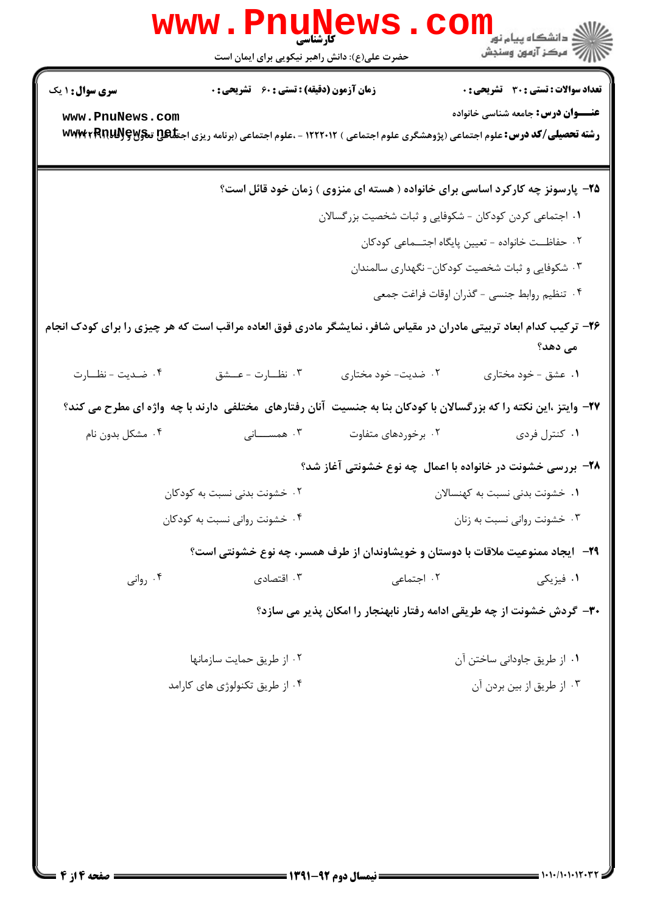**۲۵-** پارسونز چه کارکرد اساسی برای خانواده ( هسته ای منزوی ) زمان خود قائل است؟

۱. اجتماعی کردن کودکان - شکوفایی و ثبات شخصیت بزرگسالان

۲. حفاظت خانواده - تعیین پایگاه اجتماعی کودکان

۳. شکوفایی و ثبات شخصیت کودکان- نگهداری سالمندان

۴. تنظیم روابط جنسی - گذران اوقات فراغت جمعی

**۲۶-** ترکیب کدام ابعاد تربیتی مادران در مقیاس شافر، نمایشگر مادری فوق العاده مراقب است که هر چیزی را برای کودک انجام می دهد؟

۱. عشق - خود مختاری

۲. ضدیت- خود مختاری

۳. نظارت - عشق

۴. ضدیت - نظارت

**۲۷-** وایتز ،این نکته را که بزرگسالان با کودکان بنا به جنسیت آنان رفتارهای مختلفی دارند با چه واژه ای مطرح می کند؟

۱. کنترل فردی

۲. برخوردهای متفاوت

۳. همسانی

۴. مشکل بدون نام

**۲۸-** بررسی خشونت در خانواده با اعمال چه نوع خشونتی آغاز شد؟

۱. خشونت بدنی نسبت به کهنسالان

۲. خشونت بدنی نسبت به کودکان

۳. خشونت روانی نسبت به زنان

۴. خشونت روانی نسبت به کودکان

**۲۹-** ایجاد ممنوعیت ملاقات با دوستان و خویشاوندان از طرف همسر، چه نوع خشونتی است؟

۱. فیزیکی

۲. اجتماعی

۳. اقتصادی

۴. روانی

**۳۰-** گردش خشونت از چه طریقی ادامه رفتار نابهنجار را امکان پذیر می سازد؟

۱. از طریق جاودانی ساختن آن

۲. از طریق حمایت سازمانها

۳. از طریق از بین بردن آن

۴. از طریق تکنولوژی های کارامد